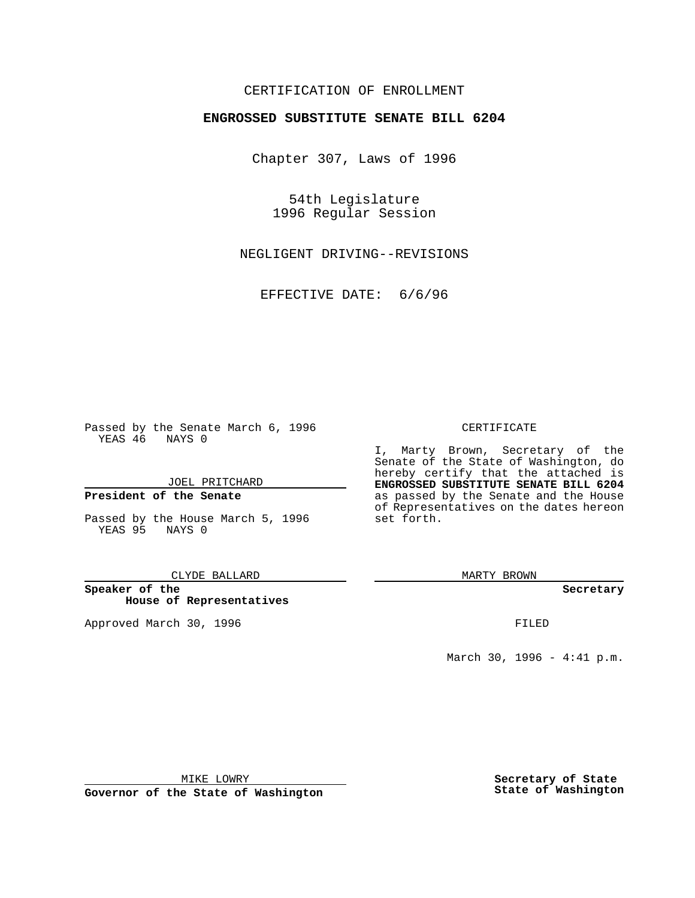CERTIFICATION OF ENROLLMENT

**ENGROSSED SUBSTITUTE SENATE BILL 6204**

Chapter 307, Laws of 1996

54th Legislature
1996 Regular Session

NEGLIGENT DRIVING--REVISIONS

EFFECTIVE DATE: 6/6/96

Passed by the Senate March 6, 1996
YEAS 46 NAYS 0

JOEL PRITCHARD

**President of the Senate**

Passed by the House March 5, 1996
YEAS 95 NAYS 0

CLYDE BALLARD

**Speaker of the House of Representatives**

Approved March 30, 1996

MIKE LOWRY

**Governor of the State of Washington**

CERTIFICATE

I, Marty Brown, Secretary of the Senate of the State of Washington, do hereby certify that the attached is **ENGROSSED SUBSTITUTE SENATE BILL 6204** as passed by the Senate and the House of Representatives on the dates hereon set forth.

MARTY BROWN

**Secretary**

FILED

March 30, 1996 - 4:41 p.m.

**Secretary of State**
**State of Washington**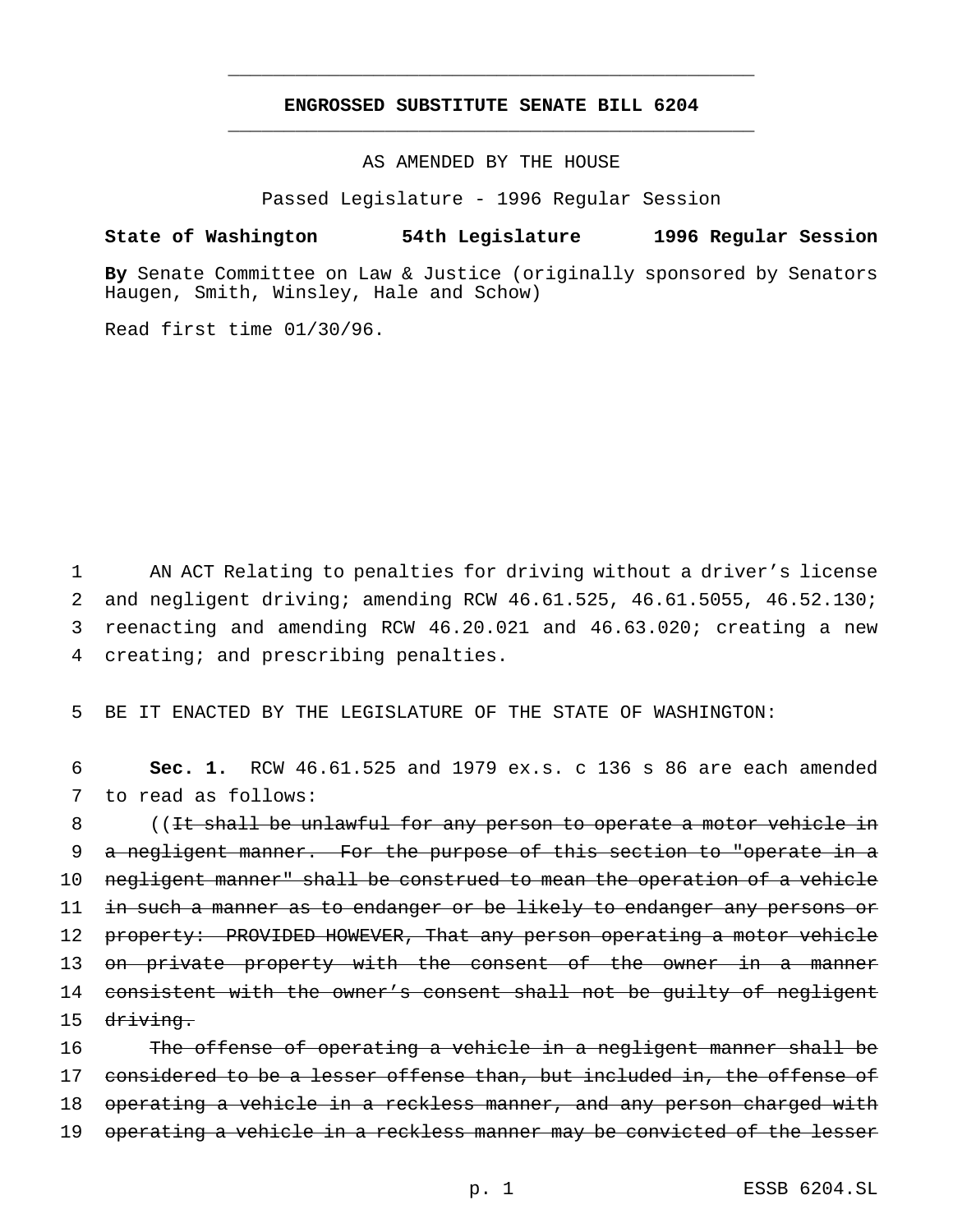# ENGROSSED SUBSTITUTE SENATE BILL 6204

AS AMENDED BY THE HOUSE

Passed Legislature - 1996 Regular Session

**State of Washington 54th Legislature 1996 Regular Session**

**By** Senate Committee on Law & Justice (originally sponsored by Senators Haugen, Smith, Winsley, Hale and Schow)

Read first time 01/30/96.

1 AN ACT Relating to penalties for driving without a driver's license
2 and negligent driving; amending RCW 46.61.525, 46.61.5055, 46.52.130;
3 reenacting and amending RCW 46.20.021 and 46.63.020; creating a new
4 creating; and prescribing penalties.

5 BE IT ENACTED BY THE LEGISLATURE OF THE STATE OF WASHINGTON:

6 **Sec. 1.** RCW 46.61.525 and 1979 ex.s. c 136 s 86 are each amended
7 to read as follows:

8 ((~~It shall be unlawful for any person to operate a motor vehicle in~~
9 ~~a negligent manner. For the purpose of this section to "operate in a~~
10 ~~negligent manner" shall be construed to mean the operation of a vehicle~~
11 ~~in such a manner as to endanger or be likely to endanger any persons or~~
12 ~~property: PROVIDED HOWEVER, That any person operating a motor vehicle~~
13 ~~on private property with the consent of the owner in a manner~~
14 ~~consistent with the owner's consent shall not be guilty of negligent~~
15 ~~driving.~~

16 ~~The offense of operating a vehicle in a negligent manner shall be~~
17 ~~considered to be a lesser offense than, but included in, the offense of~~
18 ~~operating a vehicle in a reckless manner, and any person charged with~~
19 ~~operating a vehicle in a reckless manner may be convicted of the lesser~~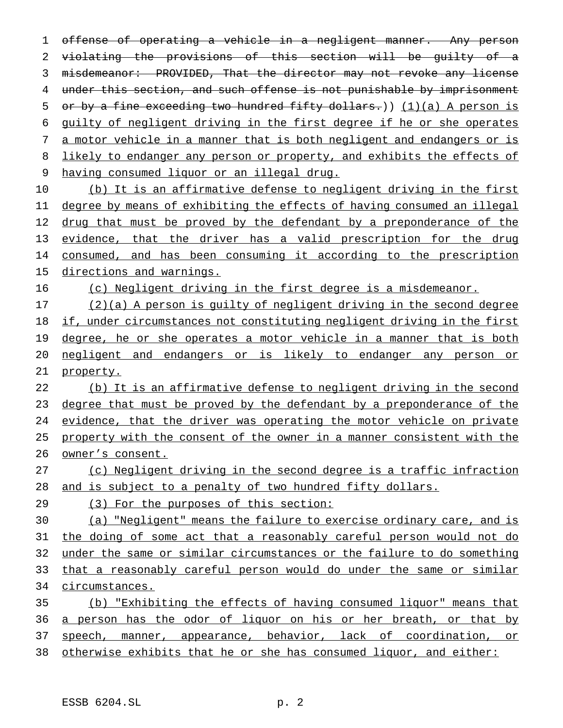~~offense of operating a vehicle in a negligent manner. Any person violating the provisions of this section will be guilty of a misdemeanor: PROVIDED, That the director may not revoke any license under this section, and such offense is not punishable by imprisonment or by a fine exceeding two hundred fifty dollars.~~)) (1)(a) A person is guilty of negligent driving in the first degree if he or she operates a motor vehicle in a manner that is both negligent and endangers or is likely to endanger any person or property, and exhibits the effects of having consumed liquor or an illegal drug.

(b) It is an affirmative defense to negligent driving in the first degree by means of exhibiting the effects of having consumed an illegal drug that must be proved by the defendant by a preponderance of the evidence, that the driver has a valid prescription for the drug consumed, and has been consuming it according to the prescription directions and warnings.

(c) Negligent driving in the first degree is a misdemeanor.

(2)(a) A person is guilty of negligent driving in the second degree if, under circumstances not constituting negligent driving in the first degree, he or she operates a motor vehicle in a manner that is both negligent and endangers or is likely to endanger any person or property.

(b) It is an affirmative defense to negligent driving in the second degree that must be proved by the defendant by a preponderance of the evidence, that the driver was operating the motor vehicle on private property with the consent of the owner in a manner consistent with the owner's consent.

(c) Negligent driving in the second degree is a traffic infraction and is subject to a penalty of two hundred fifty dollars.

(3) For the purposes of this section:

(a) "Negligent" means the failure to exercise ordinary care, and is the doing of some act that a reasonably careful person would not do under the same or similar circumstances or the failure to do something that a reasonably careful person would do under the same or similar circumstances.

(b) "Exhibiting the effects of having consumed liquor" means that a person has the odor of liquor on his or her breath, or that by speech, manner, appearance, behavior, lack of coordination, or otherwise exhibits that he or she has consumed liquor, and either: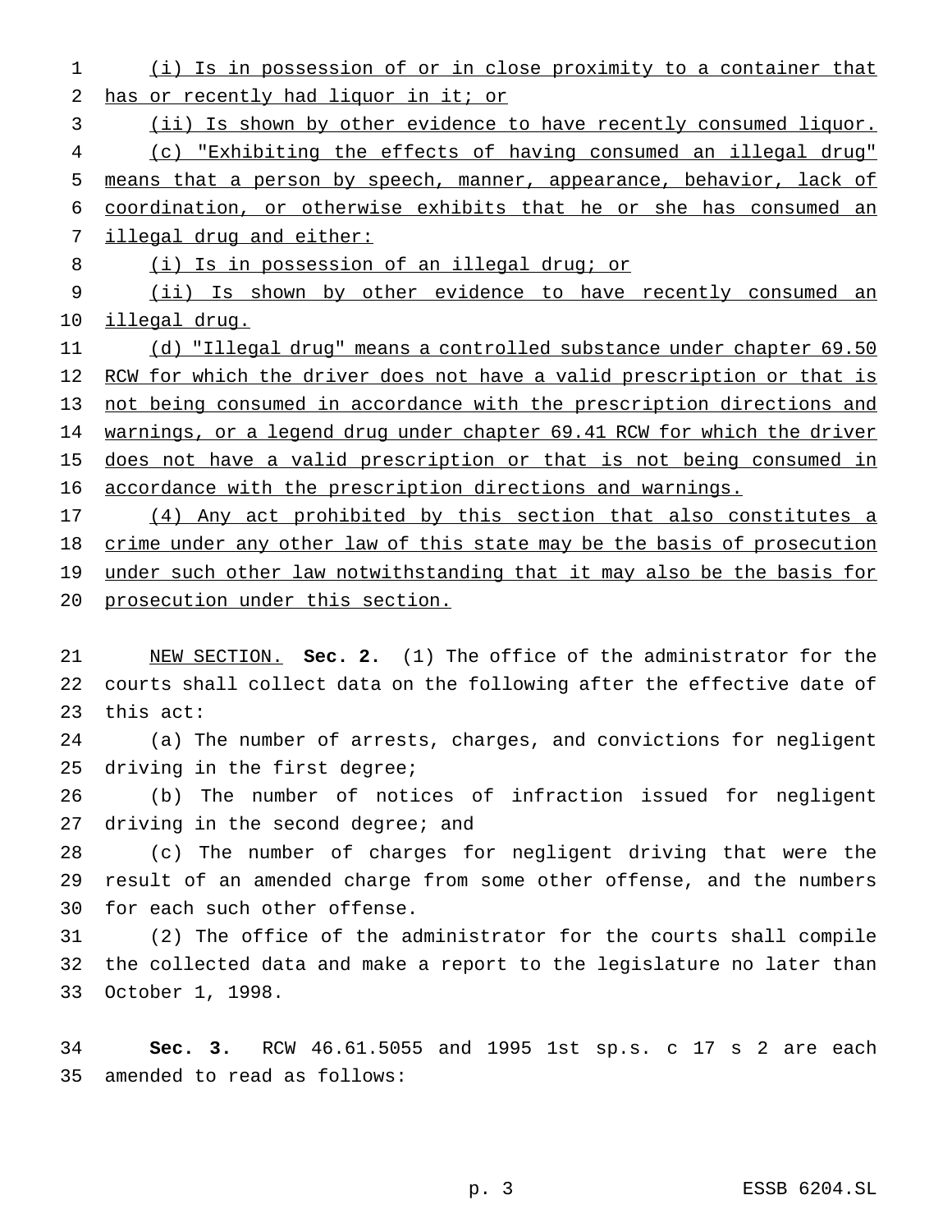(i) Is in possession of or in close proximity to a container that has or recently had liquor in it; or

(ii) Is shown by other evidence to have recently consumed liquor.

(c) "Exhibiting the effects of having consumed an illegal drug" means that a person by speech, manner, appearance, behavior, lack of coordination, or otherwise exhibits that he or she has consumed an illegal drug and either:

(i) Is in possession of an illegal drug; or

(ii) Is shown by other evidence to have recently consumed an illegal drug.

(d) "Illegal drug" means a controlled substance under chapter 69.50 RCW for which the driver does not have a valid prescription or that is not being consumed in accordance with the prescription directions and warnings, or a legend drug under chapter 69.41 RCW for which the driver does not have a valid prescription or that is not being consumed in accordance with the prescription directions and warnings.

(4) Any act prohibited by this section that also constitutes a crime under any other law of this state may be the basis of prosecution under such other law notwithstanding that it may also be the basis for prosecution under this section.

NEW SECTION. **Sec. 2.** (1) The office of the administrator for the courts shall collect data on the following after the effective date of this act:

(a) The number of arrests, charges, and convictions for negligent driving in the first degree;

(b) The number of notices of infraction issued for negligent driving in the second degree; and

(c) The number of charges for negligent driving that were the result of an amended charge from some other offense, and the numbers for each such other offense.

(2) The office of the administrator for the courts shall compile the collected data and make a report to the legislature no later than October 1, 1998.

**Sec. 3.** RCW 46.61.5055 and 1995 1st sp.s. c 17 s 2 are each amended to read as follows: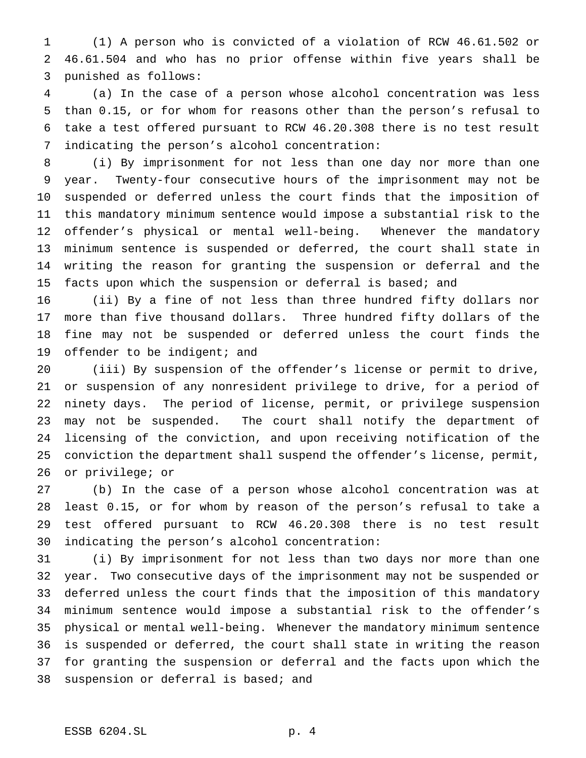(1) A person who is convicted of a violation of RCW 46.61.502 or 46.61.504 and who has no prior offense within five years shall be punished as follows:

(a) In the case of a person whose alcohol concentration was less than 0.15, or for whom for reasons other than the person's refusal to take a test offered pursuant to RCW 46.20.308 there is no test result indicating the person's alcohol concentration:

(i) By imprisonment for not less than one day nor more than one year. Twenty-four consecutive hours of the imprisonment may not be suspended or deferred unless the court finds that the imposition of this mandatory minimum sentence would impose a substantial risk to the offender's physical or mental well-being. Whenever the mandatory minimum sentence is suspended or deferred, the court shall state in writing the reason for granting the suspension or deferral and the facts upon which the suspension or deferral is based; and

(ii) By a fine of not less than three hundred fifty dollars nor more than five thousand dollars. Three hundred fifty dollars of the fine may not be suspended or deferred unless the court finds the offender to be indigent; and

(iii) By suspension of the offender's license or permit to drive, or suspension of any nonresident privilege to drive, for a period of ninety days. The period of license, permit, or privilege suspension may not be suspended. The court shall notify the department of licensing of the conviction, and upon receiving notification of the conviction the department shall suspend the offender's license, permit, or privilege; or

(b) In the case of a person whose alcohol concentration was at least 0.15, or for whom by reason of the person's refusal to take a test offered pursuant to RCW 46.20.308 there is no test result indicating the person's alcohol concentration:

(i) By imprisonment for not less than two days nor more than one year. Two consecutive days of the imprisonment may not be suspended or deferred unless the court finds that the imposition of this mandatory minimum sentence would impose a substantial risk to the offender's physical or mental well-being. Whenever the mandatory minimum sentence is suspended or deferred, the court shall state in writing the reason for granting the suspension or deferral and the facts upon which the suspension or deferral is based; and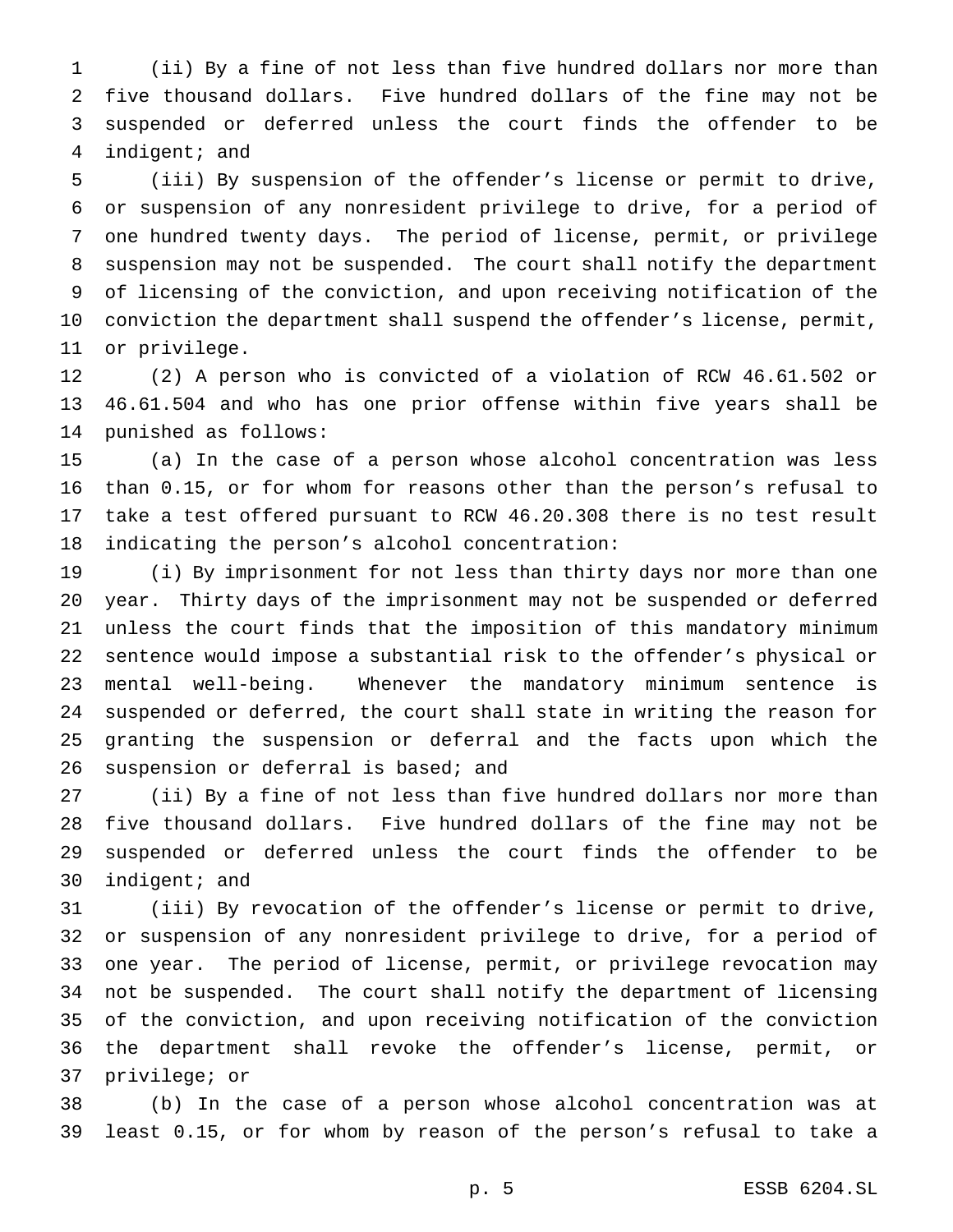(ii) By a fine of not less than five hundred dollars nor more than five thousand dollars. Five hundred dollars of the fine may not be suspended or deferred unless the court finds the offender to be indigent; and

(iii) By suspension of the offender's license or permit to drive, or suspension of any nonresident privilege to drive, for a period of one hundred twenty days. The period of license, permit, or privilege suspension may not be suspended. The court shall notify the department of licensing of the conviction, and upon receiving notification of the conviction the department shall suspend the offender's license, permit, or privilege.

(2) A person who is convicted of a violation of RCW 46.61.502 or 46.61.504 and who has one prior offense within five years shall be punished as follows:

(a) In the case of a person whose alcohol concentration was less than 0.15, or for whom for reasons other than the person's refusal to take a test offered pursuant to RCW 46.20.308 there is no test result indicating the person's alcohol concentration:

(i) By imprisonment for not less than thirty days nor more than one year. Thirty days of the imprisonment may not be suspended or deferred unless the court finds that the imposition of this mandatory minimum sentence would impose a substantial risk to the offender's physical or mental well-being. Whenever the mandatory minimum sentence is suspended or deferred, the court shall state in writing the reason for granting the suspension or deferral and the facts upon which the suspension or deferral is based; and

(ii) By a fine of not less than five hundred dollars nor more than five thousand dollars. Five hundred dollars of the fine may not be suspended or deferred unless the court finds the offender to be indigent; and

(iii) By revocation of the offender's license or permit to drive, or suspension of any nonresident privilege to drive, for a period of one year. The period of license, permit, or privilege revocation may not be suspended. The court shall notify the department of licensing of the conviction, and upon receiving notification of the conviction the department shall revoke the offender's license, permit, or privilege; or

(b) In the case of a person whose alcohol concentration was at least 0.15, or for whom by reason of the person's refusal to take a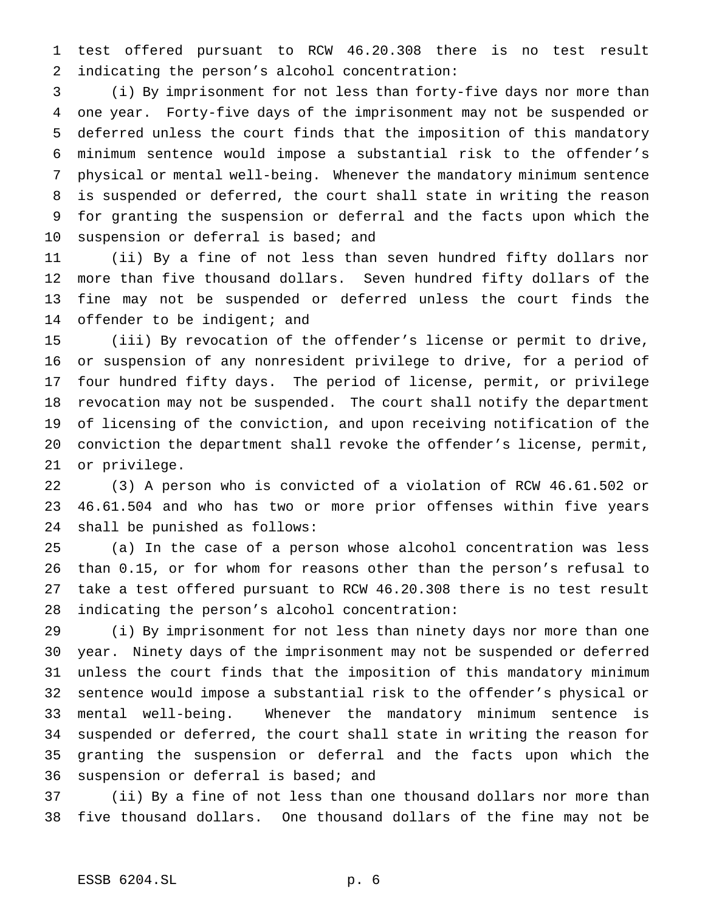test offered pursuant to RCW 46.20.308 there is no test result indicating the person's alcohol concentration:

(i) By imprisonment for not less than forty-five days nor more than one year. Forty-five days of the imprisonment may not be suspended or deferred unless the court finds that the imposition of this mandatory minimum sentence would impose a substantial risk to the offender's physical or mental well-being. Whenever the mandatory minimum sentence is suspended or deferred, the court shall state in writing the reason for granting the suspension or deferral and the facts upon which the suspension or deferral is based; and

(ii) By a fine of not less than seven hundred fifty dollars nor more than five thousand dollars. Seven hundred fifty dollars of the fine may not be suspended or deferred unless the court finds the offender to be indigent; and

(iii) By revocation of the offender's license or permit to drive, or suspension of any nonresident privilege to drive, for a period of four hundred fifty days. The period of license, permit, or privilege revocation may not be suspended. The court shall notify the department of licensing of the conviction, and upon receiving notification of the conviction the department shall revoke the offender's license, permit, or privilege.

(3) A person who is convicted of a violation of RCW 46.61.502 or 46.61.504 and who has two or more prior offenses within five years shall be punished as follows:

(a) In the case of a person whose alcohol concentration was less than 0.15, or for whom for reasons other than the person's refusal to take a test offered pursuant to RCW 46.20.308 there is no test result indicating the person's alcohol concentration:

(i) By imprisonment for not less than ninety days nor more than one year. Ninety days of the imprisonment may not be suspended or deferred unless the court finds that the imposition of this mandatory minimum sentence would impose a substantial risk to the offender's physical or mental well-being. Whenever the mandatory minimum sentence is suspended or deferred, the court shall state in writing the reason for granting the suspension or deferral and the facts upon which the suspension or deferral is based; and

(ii) By a fine of not less than one thousand dollars nor more than five thousand dollars. One thousand dollars of the fine may not be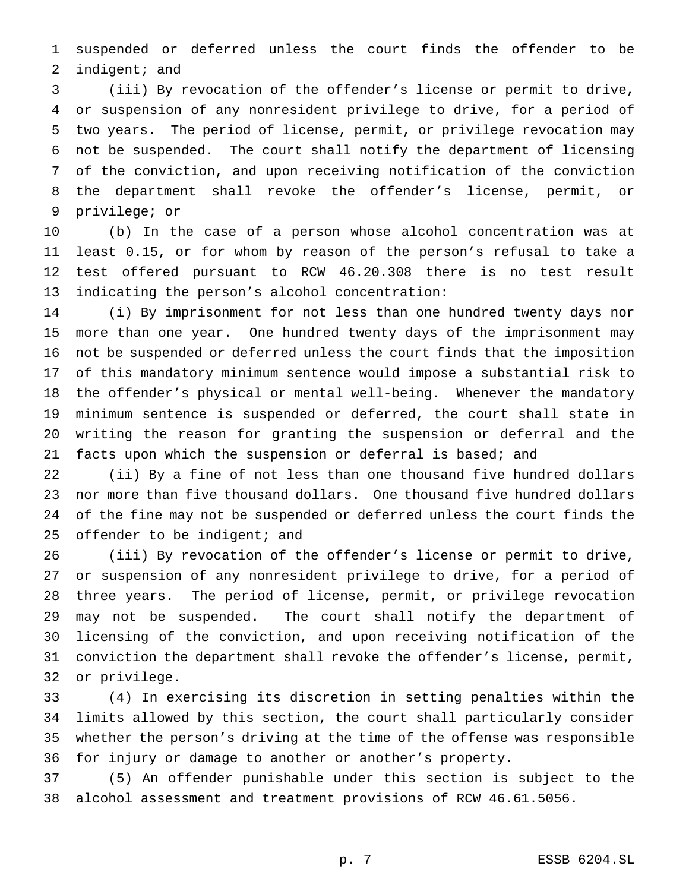suspended or deferred unless the court finds the offender to be indigent; and

(iii) By revocation of the offender's license or permit to drive, or suspension of any nonresident privilege to drive, for a period of two years. The period of license, permit, or privilege revocation may not be suspended. The court shall notify the department of licensing of the conviction, and upon receiving notification of the conviction the department shall revoke the offender's license, permit, or privilege; or

(b) In the case of a person whose alcohol concentration was at least 0.15, or for whom by reason of the person's refusal to take a test offered pursuant to RCW 46.20.308 there is no test result indicating the person's alcohol concentration:

(i) By imprisonment for not less than one hundred twenty days nor more than one year. One hundred twenty days of the imprisonment may not be suspended or deferred unless the court finds that the imposition of this mandatory minimum sentence would impose a substantial risk to the offender's physical or mental well-being. Whenever the mandatory minimum sentence is suspended or deferred, the court shall state in writing the reason for granting the suspension or deferral and the facts upon which the suspension or deferral is based; and

(ii) By a fine of not less than one thousand five hundred dollars nor more than five thousand dollars. One thousand five hundred dollars of the fine may not be suspended or deferred unless the court finds the offender to be indigent; and

(iii) By revocation of the offender's license or permit to drive, or suspension of any nonresident privilege to drive, for a period of three years. The period of license, permit, or privilege revocation may not be suspended. The court shall notify the department of licensing of the conviction, and upon receiving notification of the conviction the department shall revoke the offender's license, permit, or privilege.

(4) In exercising its discretion in setting penalties within the limits allowed by this section, the court shall particularly consider whether the person's driving at the time of the offense was responsible for injury or damage to another or another's property.

(5) An offender punishable under this section is subject to the alcohol assessment and treatment provisions of RCW 46.61.5056.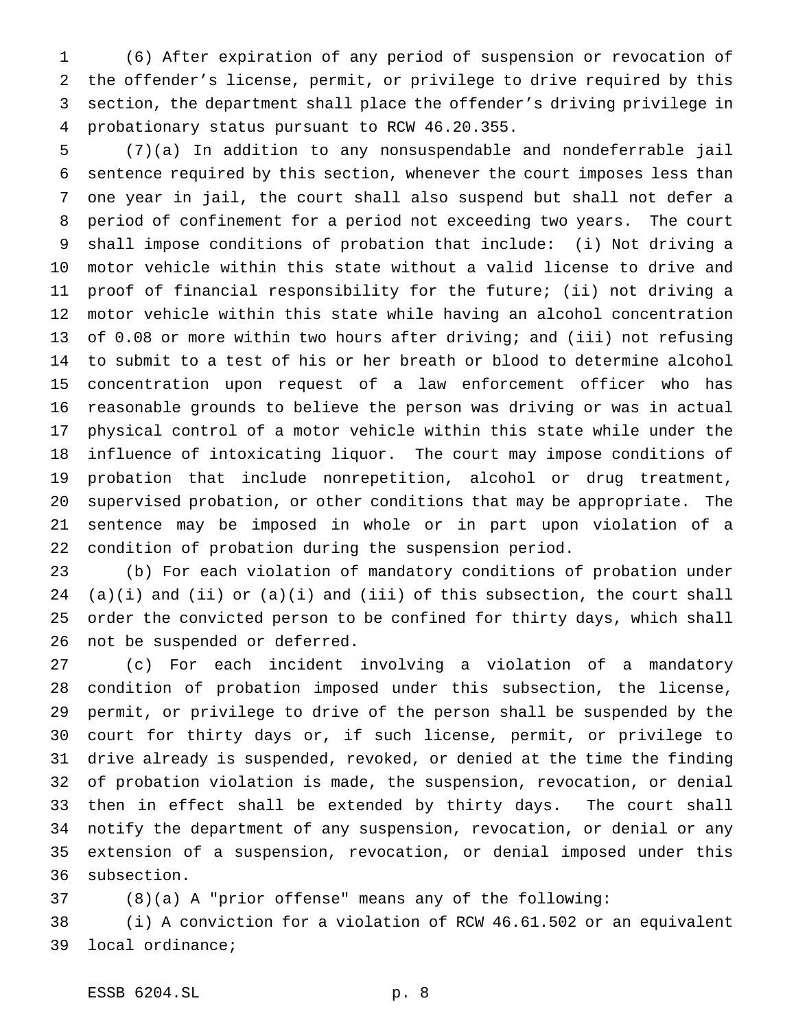(6) After expiration of any period of suspension or revocation of the offender's license, permit, or privilege to drive required by this section, the department shall place the offender's driving privilege in probationary status pursuant to RCW 46.20.355.

(7)(a) In addition to any nonsuspendable and nondeferrable jail sentence required by this section, whenever the court imposes less than one year in jail, the court shall also suspend but shall not defer a period of confinement for a period not exceeding two years. The court shall impose conditions of probation that include: (i) Not driving a motor vehicle within this state without a valid license to drive and proof of financial responsibility for the future; (ii) not driving a motor vehicle within this state while having an alcohol concentration of 0.08 or more within two hours after driving; and (iii) not refusing to submit to a test of his or her breath or blood to determine alcohol concentration upon request of a law enforcement officer who has reasonable grounds to believe the person was driving or was in actual physical control of a motor vehicle within this state while under the influence of intoxicating liquor. The court may impose conditions of probation that include nonrepetition, alcohol or drug treatment, supervised probation, or other conditions that may be appropriate. The sentence may be imposed in whole or in part upon violation of a condition of probation during the suspension period.

(b) For each violation of mandatory conditions of probation under (a)(i) and (ii) or (a)(i) and (iii) of this subsection, the court shall order the convicted person to be confined for thirty days, which shall not be suspended or deferred.

(c) For each incident involving a violation of a mandatory condition of probation imposed under this subsection, the license, permit, or privilege to drive of the person shall be suspended by the court for thirty days or, if such license, permit, or privilege to drive already is suspended, revoked, or denied at the time the finding of probation violation is made, the suspension, revocation, or denial then in effect shall be extended by thirty days. The court shall notify the department of any suspension, revocation, or denial or any extension of a suspension, revocation, or denial imposed under this subsection.

(8)(a) A "prior offense" means any of the following:

(i) A conviction for a violation of RCW 46.61.502 or an equivalent local ordinance;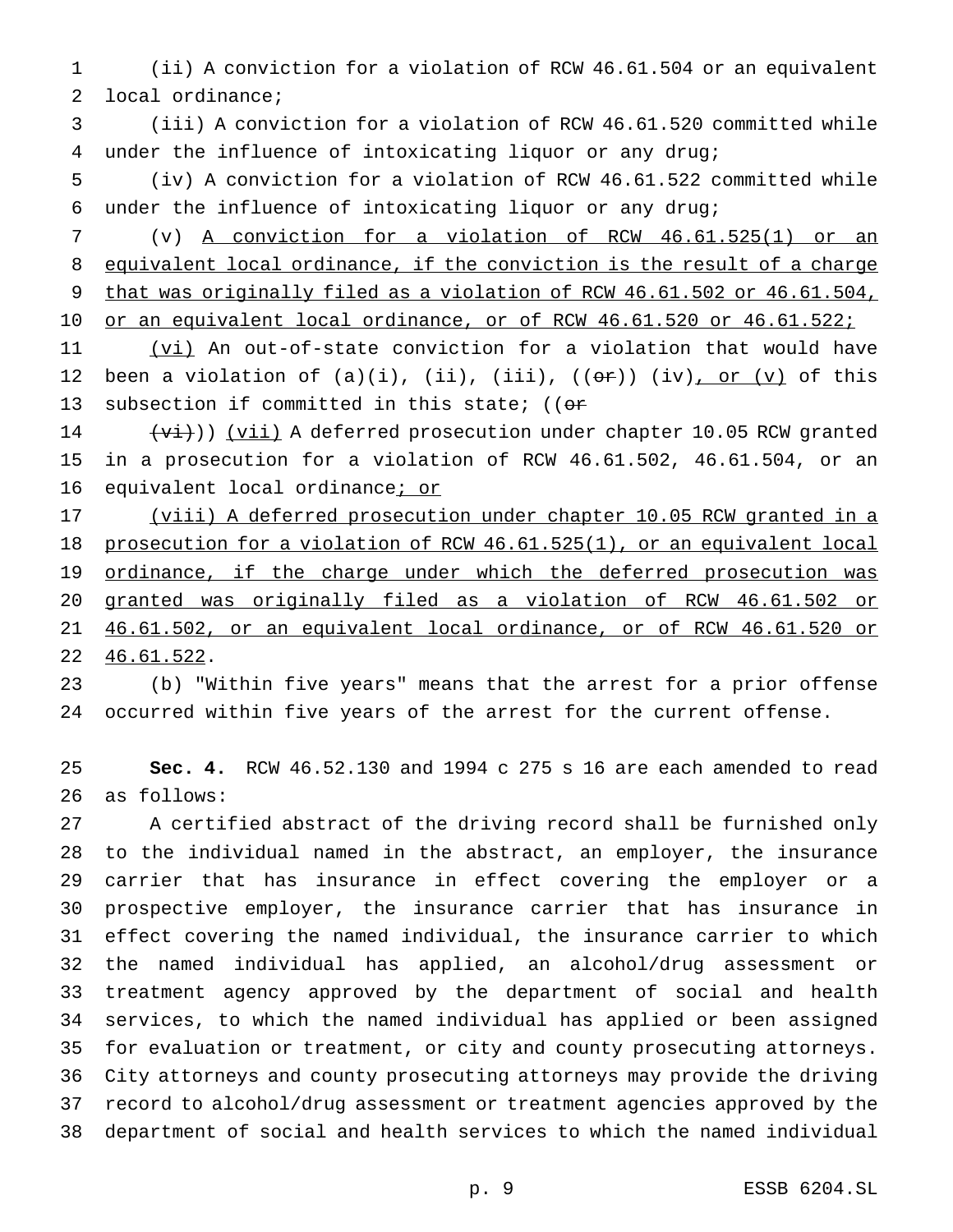(ii) A conviction for a violation of RCW 46.61.504 or an equivalent local ordinance;

(iii) A conviction for a violation of RCW 46.61.520 committed while under the influence of intoxicating liquor or any drug;

(iv) A conviction for a violation of RCW 46.61.522 committed while under the influence of intoxicating liquor or any drug;

(v) A conviction for a violation of RCW 46.61.525(1) or an equivalent local ordinance, if the conviction is the result of a charge that was originally filed as a violation of RCW 46.61.502 or 46.61.504, or an equivalent local ordinance, or of RCW 46.61.520 or 46.61.522;

(vi) An out-of-state conviction for a violation that would have been a violation of (a)(i), (ii), (iii), ((or)) (iv), or (v) of this subsection if committed in this state; ((or

(vi))) (vii) A deferred prosecution under chapter 10.05 RCW granted in a prosecution for a violation of RCW 46.61.502, 46.61.504, or an equivalent local ordinance; or

(viii) A deferred prosecution under chapter 10.05 RCW granted in a prosecution for a violation of RCW 46.61.525(1), or an equivalent local ordinance, if the charge under which the deferred prosecution was granted was originally filed as a violation of RCW 46.61.502 or 46.61.502, or an equivalent local ordinance, or of RCW 46.61.520 or 46.61.522.

(b) "Within five years" means that the arrest for a prior offense occurred within five years of the arrest for the current offense.

**Sec. 4.** RCW 46.52.130 and 1994 c 275 s 16 are each amended to read as follows:

A certified abstract of the driving record shall be furnished only to the individual named in the abstract, an employer, the insurance carrier that has insurance in effect covering the employer or a prospective employer, the insurance carrier that has insurance in effect covering the named individual, the insurance carrier to which the named individual has applied, an alcohol/drug assessment or treatment agency approved by the department of social and health services, to which the named individual has applied or been assigned for evaluation or treatment, or city and county prosecuting attorneys. City attorneys and county prosecuting attorneys may provide the driving record to alcohol/drug assessment or treatment agencies approved by the department of social and health services to which the named individual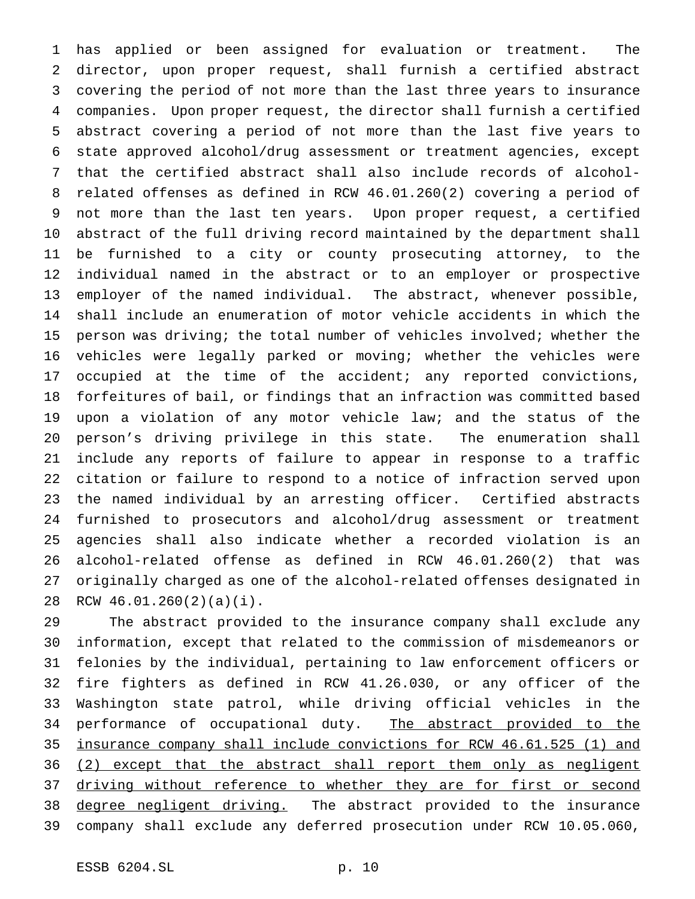has applied or been assigned for evaluation or treatment. The director, upon proper request, shall furnish a certified abstract covering the period of not more than the last three years to insurance companies. Upon proper request, the director shall furnish a certified abstract covering a period of not more than the last five years to state approved alcohol/drug assessment or treatment agencies, except that the certified abstract shall also include records of alcohol-related offenses as defined in RCW 46.01.260(2) covering a period of not more than the last ten years. Upon proper request, a certified abstract of the full driving record maintained by the department shall be furnished to a city or county prosecuting attorney, to the individual named in the abstract or to an employer or prospective employer of the named individual. The abstract, whenever possible, shall include an enumeration of motor vehicle accidents in which the person was driving; the total number of vehicles involved; whether the vehicles were legally parked or moving; whether the vehicles were occupied at the time of the accident; any reported convictions, forfeitures of bail, or findings that an infraction was committed based upon a violation of any motor vehicle law; and the status of the person's driving privilege in this state. The enumeration shall include any reports of failure to appear in response to a traffic citation or failure to respond to a notice of infraction served upon the named individual by an arresting officer. Certified abstracts furnished to prosecutors and alcohol/drug assessment or treatment agencies shall also indicate whether a recorded violation is an alcohol-related offense as defined in RCW 46.01.260(2) that was originally charged as one of the alcohol-related offenses designated in RCW 46.01.260(2)(a)(i).

The abstract provided to the insurance company shall exclude any information, except that related to the commission of misdemeanors or felonies by the individual, pertaining to law enforcement officers or fire fighters as defined in RCW 41.26.030, or any officer of the Washington state patrol, while driving official vehicles in the performance of occupational duty. <u>The abstract provided to the insurance company shall include convictions for RCW 46.61.525 (1) and (2) except that the abstract shall report them only as negligent driving without reference to whether they are for first or second degree negligent driving.</u> The abstract provided to the insurance company shall exclude any deferred prosecution under RCW 10.05.060,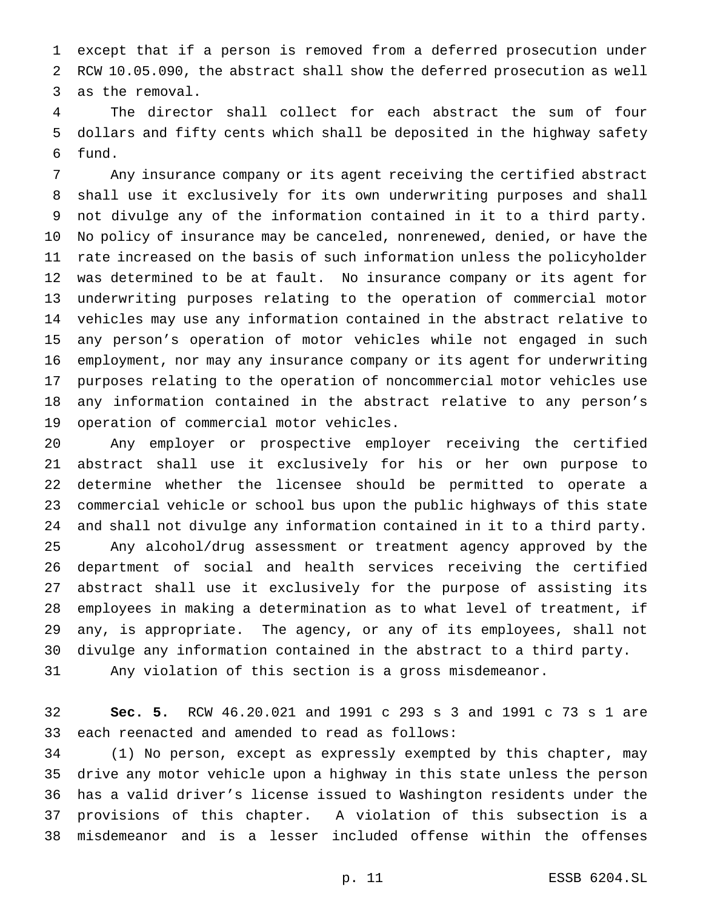except that if a person is removed from a deferred prosecution under RCW 10.05.090, the abstract shall show the deferred prosecution as well as the removal.

The director shall collect for each abstract the sum of four dollars and fifty cents which shall be deposited in the highway safety fund.

Any insurance company or its agent receiving the certified abstract shall use it exclusively for its own underwriting purposes and shall not divulge any of the information contained in it to a third party. No policy of insurance may be canceled, nonrenewed, denied, or have the rate increased on the basis of such information unless the policyholder was determined to be at fault. No insurance company or its agent for underwriting purposes relating to the operation of commercial motor vehicles may use any information contained in the abstract relative to any person's operation of motor vehicles while not engaged in such employment, nor may any insurance company or its agent for underwriting purposes relating to the operation of noncommercial motor vehicles use any information contained in the abstract relative to any person's operation of commercial motor vehicles.

Any employer or prospective employer receiving the certified abstract shall use it exclusively for his or her own purpose to determine whether the licensee should be permitted to operate a commercial vehicle or school bus upon the public highways of this state and shall not divulge any information contained in it to a third party.

Any alcohol/drug assessment or treatment agency approved by the department of social and health services receiving the certified abstract shall use it exclusively for the purpose of assisting its employees in making a determination as to what level of treatment, if any, is appropriate. The agency, or any of its employees, shall not divulge any information contained in the abstract to a third party.

Any violation of this section is a gross misdemeanor.

**Sec. 5.** RCW 46.20.021 and 1991 c 293 s 3 and 1991 c 73 s 1 are each reenacted and amended to read as follows:

(1) No person, except as expressly exempted by this chapter, may drive any motor vehicle upon a highway in this state unless the person has a valid driver's license issued to Washington residents under the provisions of this chapter. A violation of this subsection is a misdemeanor and is a lesser included offense within the offenses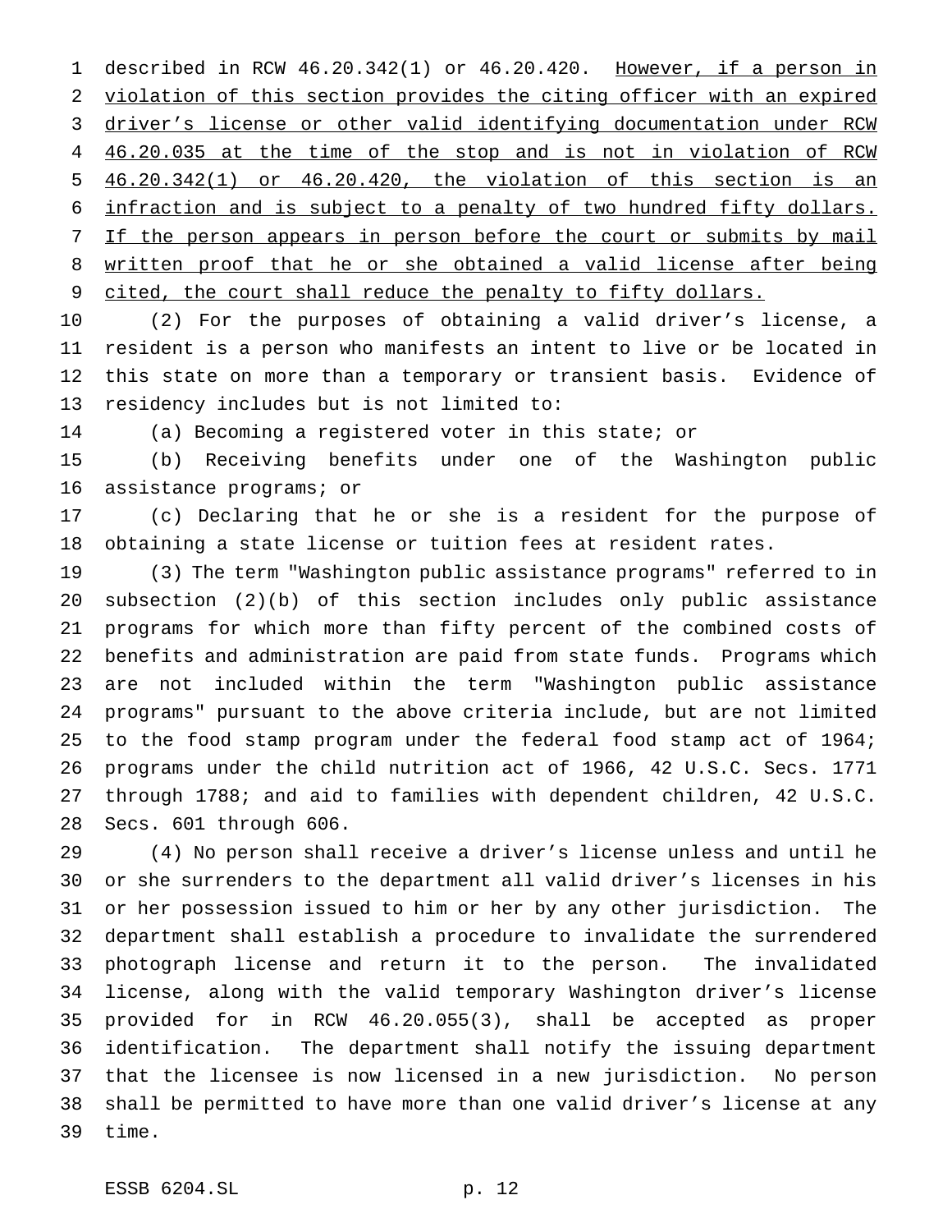described in RCW 46.20.342(1) or 46.20.420. <u>However, if a person in violation of this section provides the citing officer with an expired driver's license or other valid identifying documentation under RCW 46.20.035 at the time of the stop and is not in violation of RCW 46.20.342(1) or 46.20.420, the violation of this section is an infraction and is subject to a penalty of two hundred fifty dollars. If the person appears in person before the court or submits by mail written proof that he or she obtained a valid license after being cited, the court shall reduce the penalty to fifty dollars.</u>

(2) For the purposes of obtaining a valid driver's license, a resident is a person who manifests an intent to live or be located in this state on more than a temporary or transient basis. Evidence of residency includes but is not limited to:

(a) Becoming a registered voter in this state; or

(b) Receiving benefits under one of the Washington public assistance programs; or

(c) Declaring that he or she is a resident for the purpose of obtaining a state license or tuition fees at resident rates.

(3) The term "Washington public assistance programs" referred to in subsection (2)(b) of this section includes only public assistance programs for which more than fifty percent of the combined costs of benefits and administration are paid from state funds. Programs which are not included within the term "Washington public assistance programs" pursuant to the above criteria include, but are not limited to the food stamp program under the federal food stamp act of 1964; programs under the child nutrition act of 1966, 42 U.S.C. Secs. 1771 through 1788; and aid to families with dependent children, 42 U.S.C. Secs. 601 through 606.

(4) No person shall receive a driver's license unless and until he or she surrenders to the department all valid driver's licenses in his or her possession issued to him or her by any other jurisdiction. The department shall establish a procedure to invalidate the surrendered photograph license and return it to the person. The invalidated license, along with the valid temporary Washington driver's license provided for in RCW 46.20.055(3), shall be accepted as proper identification. The department shall notify the issuing department that the licensee is now licensed in a new jurisdiction. No person shall be permitted to have more than one valid driver's license at any time.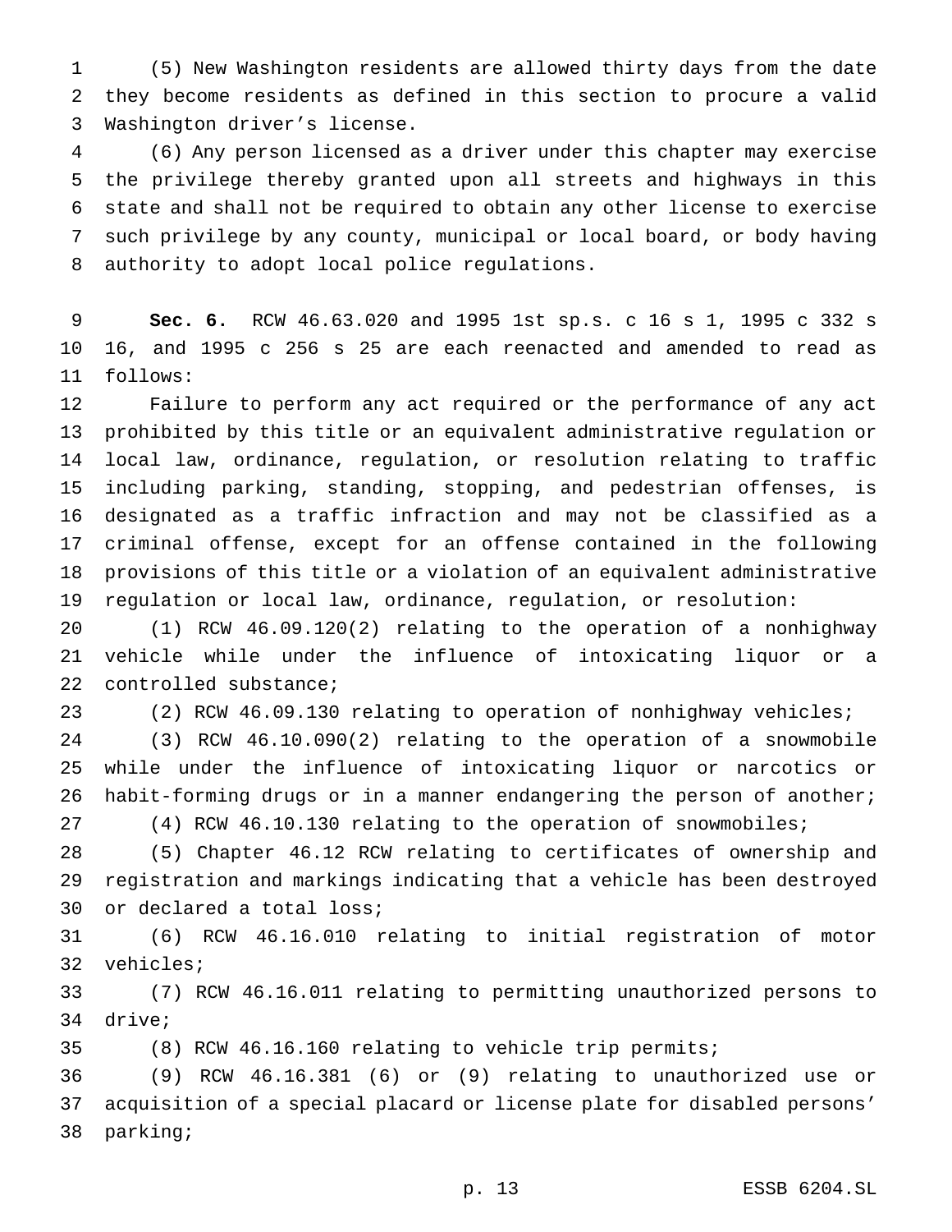(5) New Washington residents are allowed thirty days from the date they become residents as defined in this section to procure a valid Washington driver's license.

(6) Any person licensed as a driver under this chapter may exercise the privilege thereby granted upon all streets and highways in this state and shall not be required to obtain any other license to exercise such privilege by any county, municipal or local board, or body having authority to adopt local police regulations.

**Sec. 6.** RCW 46.63.020 and 1995 1st sp.s. c 16 s 1, 1995 c 332 s 16, and 1995 c 256 s 25 are each reenacted and amended to read as follows:

Failure to perform any act required or the performance of any act prohibited by this title or an equivalent administrative regulation or local law, ordinance, regulation, or resolution relating to traffic including parking, standing, stopping, and pedestrian offenses, is designated as a traffic infraction and may not be classified as a criminal offense, except for an offense contained in the following provisions of this title or a violation of an equivalent administrative regulation or local law, ordinance, regulation, or resolution:

(1) RCW 46.09.120(2) relating to the operation of a nonhighway vehicle while under the influence of intoxicating liquor or a controlled substance;

(2) RCW 46.09.130 relating to operation of nonhighway vehicles;

(3) RCW 46.10.090(2) relating to the operation of a snowmobile while under the influence of intoxicating liquor or narcotics or habit-forming drugs or in a manner endangering the person of another;

(4) RCW 46.10.130 relating to the operation of snowmobiles;

(5) Chapter 46.12 RCW relating to certificates of ownership and registration and markings indicating that a vehicle has been destroyed or declared a total loss;

(6) RCW 46.16.010 relating to initial registration of motor vehicles;

(7) RCW 46.16.011 relating to permitting unauthorized persons to drive;

(8) RCW 46.16.160 relating to vehicle trip permits;

(9) RCW 46.16.381 (6) or (9) relating to unauthorized use or acquisition of a special placard or license plate for disabled persons' parking;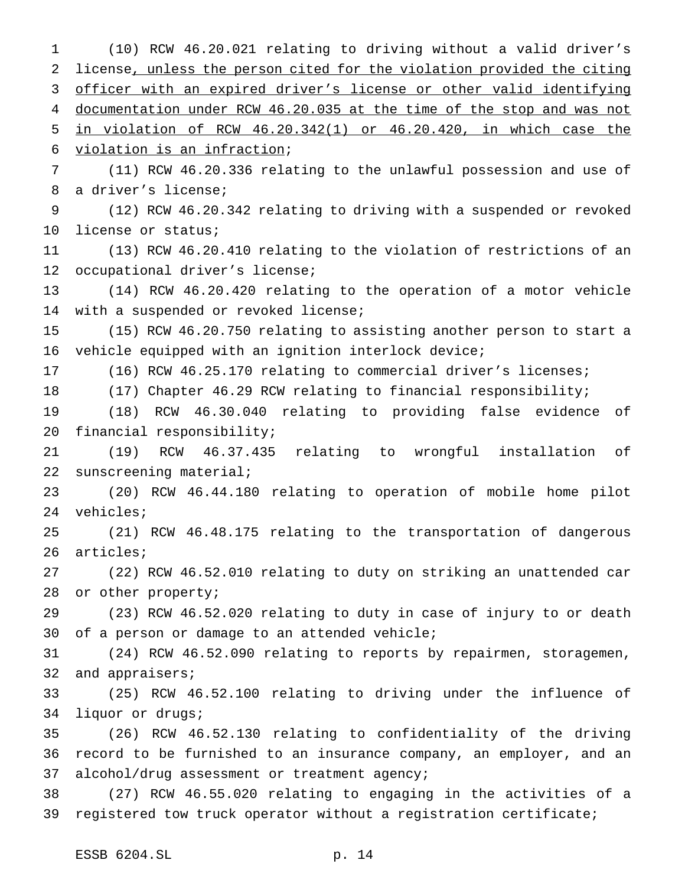(10) RCW 46.20.021 relating to driving without a valid driver's license<u>, unless the person cited for the violation provided the citing officer with an expired driver's license or other valid identifying documentation under RCW 46.20.035 at the time of the stop and was not in violation of RCW 46.20.342(1) or 46.20.420, in which case the violation is an infraction</u>;

(11) RCW 46.20.336 relating to the unlawful possession and use of a driver's license;

(12) RCW 46.20.342 relating to driving with a suspended or revoked license or status;

(13) RCW 46.20.410 relating to the violation of restrictions of an occupational driver's license;

(14) RCW 46.20.420 relating to the operation of a motor vehicle with a suspended or revoked license;

(15) RCW 46.20.750 relating to assisting another person to start a vehicle equipped with an ignition interlock device;

(16) RCW 46.25.170 relating to commercial driver's licenses;

(17) Chapter 46.29 RCW relating to financial responsibility;

(18) RCW 46.30.040 relating to providing false evidence of financial responsibility;

(19) RCW 46.37.435 relating to wrongful installation of sunscreening material;

(20) RCW 46.44.180 relating to operation of mobile home pilot vehicles;

(21) RCW 46.48.175 relating to the transportation of dangerous articles;

(22) RCW 46.52.010 relating to duty on striking an unattended car or other property;

(23) RCW 46.52.020 relating to duty in case of injury to or death of a person or damage to an attended vehicle;

(24) RCW 46.52.090 relating to reports by repairmen, storagemen, and appraisers;

(25) RCW 46.52.100 relating to driving under the influence of liquor or drugs;

(26) RCW 46.52.130 relating to confidentiality of the driving record to be furnished to an insurance company, an employer, and an alcohol/drug assessment or treatment agency;

(27) RCW 46.55.020 relating to engaging in the activities of a registered tow truck operator without a registration certificate;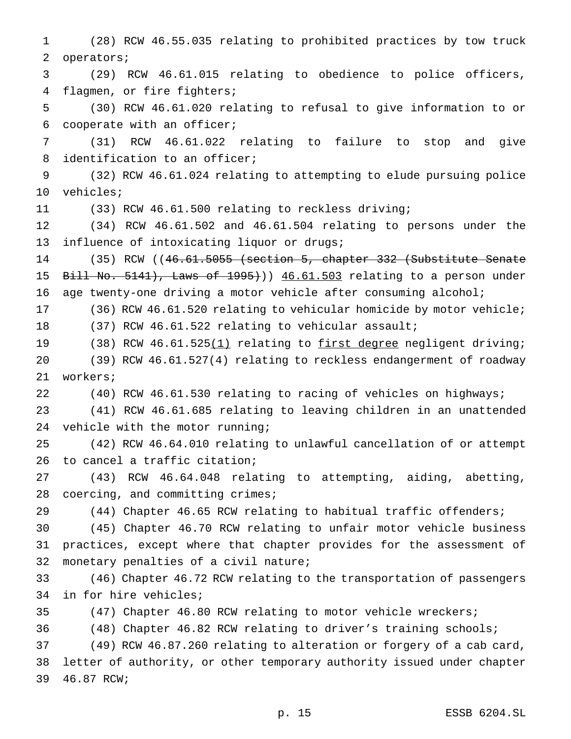(28) RCW 46.55.035 relating to prohibited practices by tow truck operators;

(29) RCW 46.61.015 relating to obedience to police officers, flagmen, or fire fighters;

(30) RCW 46.61.020 relating to refusal to give information to or cooperate with an officer;

(31) RCW 46.61.022 relating to failure to stop and give identification to an officer;

(32) RCW 46.61.024 relating to attempting to elude pursuing police vehicles;

(33) RCW 46.61.500 relating to reckless driving;

(34) RCW 46.61.502 and 46.61.504 relating to persons under the influence of intoxicating liquor or drugs;

(35) RCW ((~~46.61.5055 (section 5, chapter 332 (Substitute Senate Bill No. 5141), Laws of 1995)~~)) <u>46.61.503</u> relating to a person under age twenty-one driving a motor vehicle after consuming alcohol;

(36) RCW 46.61.520 relating to vehicular homicide by motor vehicle;

(37) RCW 46.61.522 relating to vehicular assault;

(38) RCW 46.61.525<u>(1)</u> relating to <u>first degree</u> negligent driving;

(39) RCW 46.61.527(4) relating to reckless endangerment of roadway workers;

(40) RCW 46.61.530 relating to racing of vehicles on highways;

(41) RCW 46.61.685 relating to leaving children in an unattended vehicle with the motor running;

(42) RCW 46.64.010 relating to unlawful cancellation of or attempt to cancel a traffic citation;

(43) RCW 46.64.048 relating to attempting, aiding, abetting, coercing, and committing crimes;

(44) Chapter 46.65 RCW relating to habitual traffic offenders;

(45) Chapter 46.70 RCW relating to unfair motor vehicle business practices, except where that chapter provides for the assessment of monetary penalties of a civil nature;

(46) Chapter 46.72 RCW relating to the transportation of passengers in for hire vehicles;

(47) Chapter 46.80 RCW relating to motor vehicle wreckers;

(48) Chapter 46.82 RCW relating to driver's training schools;

(49) RCW 46.87.260 relating to alteration or forgery of a cab card, letter of authority, or other temporary authority issued under chapter 46.87 RCW;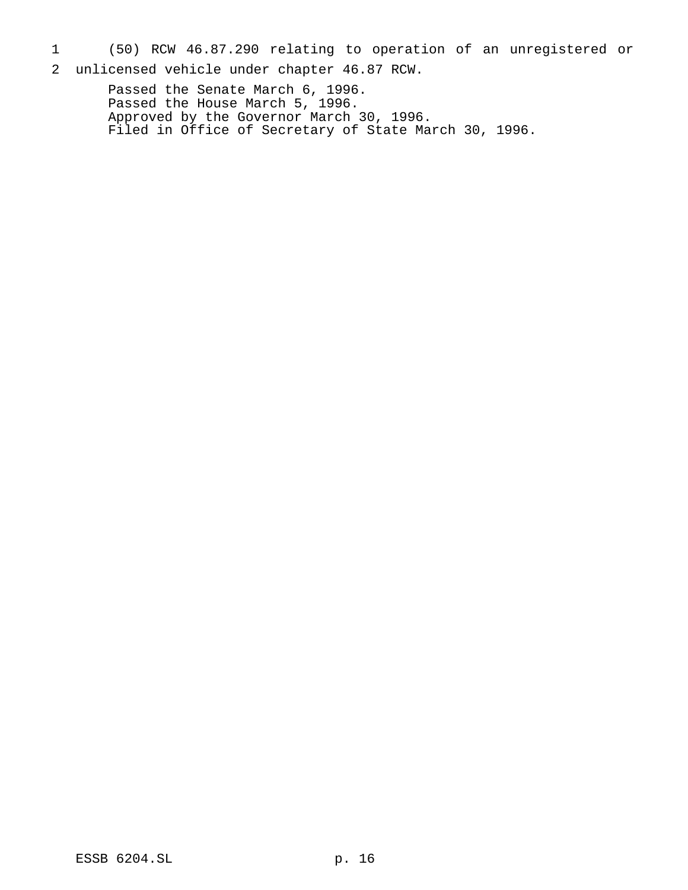(50) RCW 46.87.290 relating to operation of an unregistered or unlicensed vehicle under chapter 46.87 RCW.

Passed the Senate March 6, 1996.
Passed the House March 5, 1996.
Approved by the Governor March 30, 1996.
Filed in Office of Secretary of State March 30, 1996.